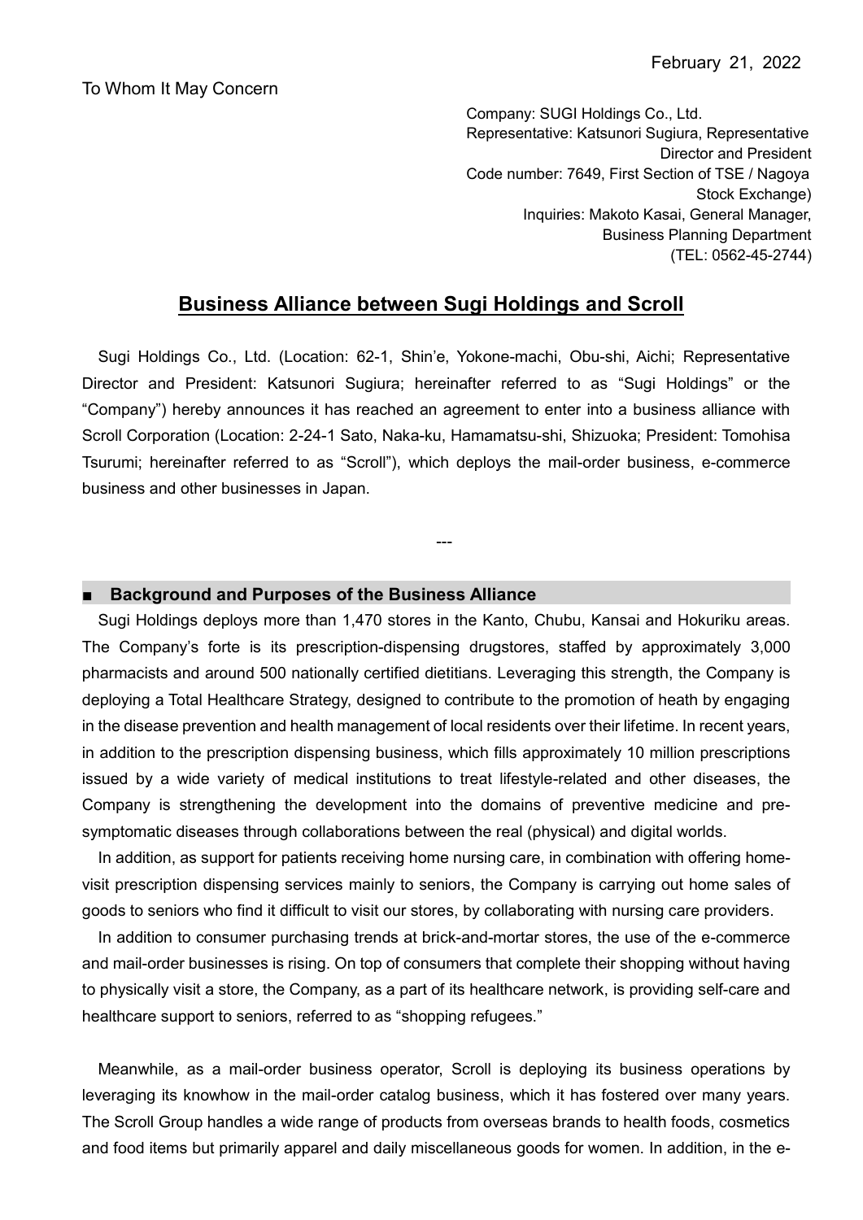February 21, 2022

To Whom It May Concern

Company: SUGI Holdings Co., Ltd.
Representative: Katsunori Sugiura, Representative Director and President
Code number: 7649, First Section of TSE / Nagoya Stock Exchange)
Inquiries: Makoto Kasai, General Manager, Business Planning Department
(TEL: 0562-45-2744)

# Business Alliance between Sugi Holdings and Scroll

Sugi Holdings Co., Ltd. (Location: 62-1, Shin'e, Yokone-machi, Obu-shi, Aichi; Representative Director and President: Katsunori Sugiura; hereinafter referred to as "Sugi Holdings" or the "Company") hereby announces it has reached an agreement to enter into a business alliance with Scroll Corporation (Location: 2-24-1 Sato, Naka-ku, Hamamatsu-shi, Shizuoka; President: Tomohisa Tsurumi; hereinafter referred to as "Scroll"), which deploys the mail-order business, e-commerce business and other businesses in Japan.

---

## ■ Background and Purposes of the Business Alliance

Sugi Holdings deploys more than 1,470 stores in the Kanto, Chubu, Kansai and Hokuriku areas. The Company's forte is its prescription-dispensing drugstores, staffed by approximately 3,000 pharmacists and around 500 nationally certified dietitians. Leveraging this strength, the Company is deploying a Total Healthcare Strategy, designed to contribute to the promotion of heath by engaging in the disease prevention and health management of local residents over their lifetime. In recent years, in addition to the prescription dispensing business, which fills approximately 10 million prescriptions issued by a wide variety of medical institutions to treat lifestyle-related and other diseases, the Company is strengthening the development into the domains of preventive medicine and pre-symptomatic diseases through collaborations between the real (physical) and digital worlds.

In addition, as support for patients receiving home nursing care, in combination with offering home-visit prescription dispensing services mainly to seniors, the Company is carrying out home sales of goods to seniors who find it difficult to visit our stores, by collaborating with nursing care providers.

In addition to consumer purchasing trends at brick-and-mortar stores, the use of the e-commerce and mail-order businesses is rising. On top of consumers that complete their shopping without having to physically visit a store, the Company, as a part of its healthcare network, is providing self-care and healthcare support to seniors, referred to as "shopping refugees."

Meanwhile, as a mail-order business operator, Scroll is deploying its business operations by leveraging its knowhow in the mail-order catalog business, which it has fostered over many years. The Scroll Group handles a wide range of products from overseas brands to health foods, cosmetics and food items but primarily apparel and daily miscellaneous goods for women. In addition, in the e-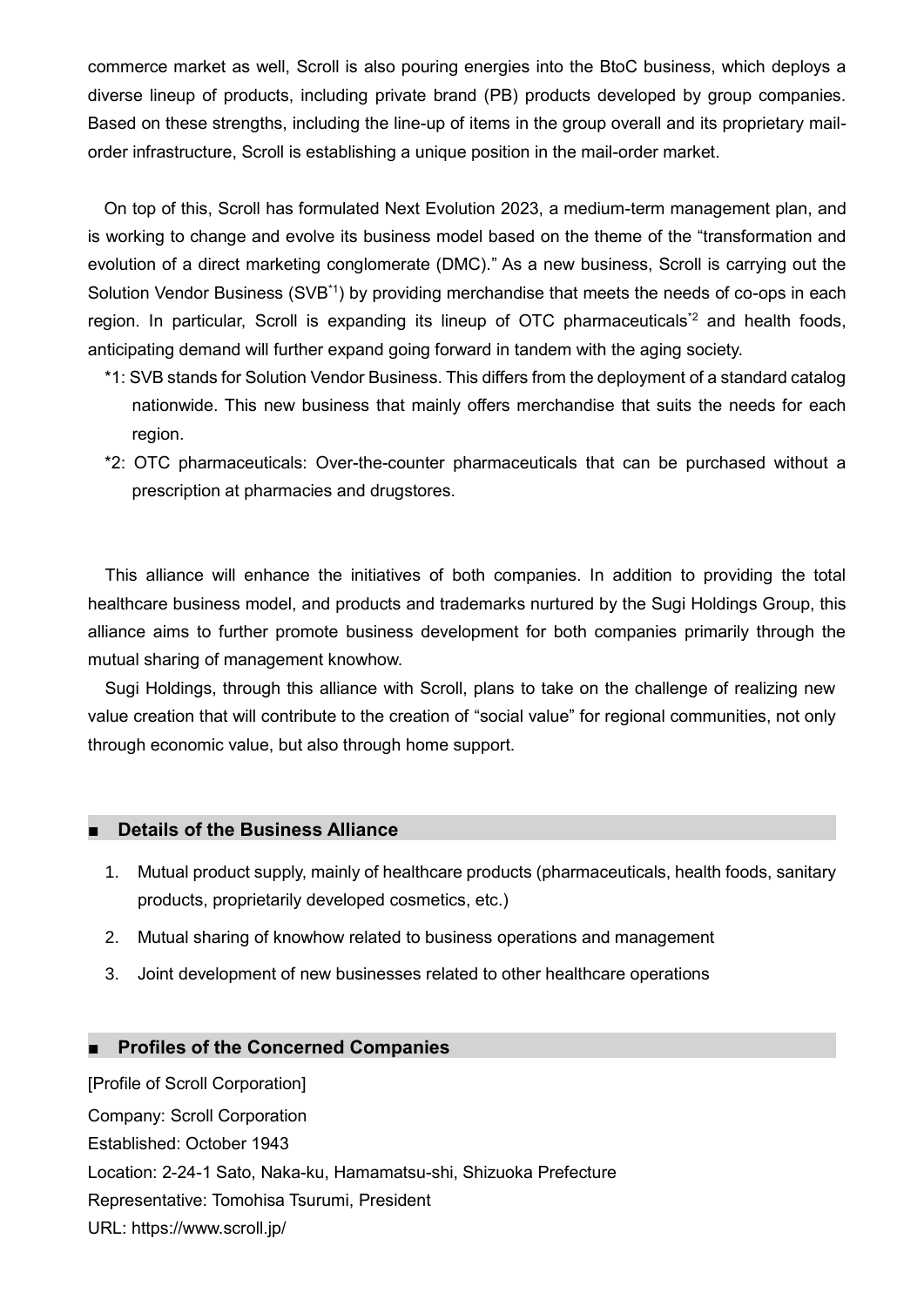commerce market as well, Scroll is also pouring energies into the BtoC business, which deploys a diverse lineup of products, including private brand (PB) products developed by group companies. Based on these strengths, including the line-up of items in the group overall and its proprietary mail-order infrastructure, Scroll is establishing a unique position in the mail-order market.

On top of this, Scroll has formulated Next Evolution 2023, a medium-term management plan, and is working to change and evolve its business model based on the theme of the "transformation and evolution of a direct marketing conglomerate (DMC)." As a new business, Scroll is carrying out the Solution Vendor Business (SVB[*1]) by providing merchandise that meets the needs of co-ops in each region. In particular, Scroll is expanding its lineup of OTC pharmaceuticals[*2] and health foods, anticipating demand will further expand going forward in tandem with the aging society.

*1: SVB stands for Solution Vendor Business. This differs from the deployment of a standard catalog nationwide. This new business that mainly offers merchandise that suits the needs for each region.

*2: OTC pharmaceuticals: Over-the-counter pharmaceuticals that can be purchased without a prescription at pharmacies and drugstores.

This alliance will enhance the initiatives of both companies. In addition to providing the total healthcare business model, and products and trademarks nurtured by the Sugi Holdings Group, this alliance aims to further promote business development for both companies primarily through the mutual sharing of management knowhow.

Sugi Holdings, through this alliance with Scroll, plans to take on the challenge of realizing new value creation that will contribute to the creation of "social value" for regional communities, not only through economic value, but also through home support.

## ■ Details of the Business Alliance

1. Mutual product supply, mainly of healthcare products (pharmaceuticals, health foods, sanitary products, proprietarily developed cosmetics, etc.)
2. Mutual sharing of knowhow related to business operations and management
3. Joint development of new businesses related to other healthcare operations

## ■ Profiles of the Concerned Companies

[Profile of Scroll Corporation]
Company: Scroll Corporation
Established: October 1943
Location: 2-24-1 Sato, Naka-ku, Hamamatsu-shi, Shizuoka Prefecture
Representative: Tomohisa Tsurumi, President
URL: https://www.scroll.jp/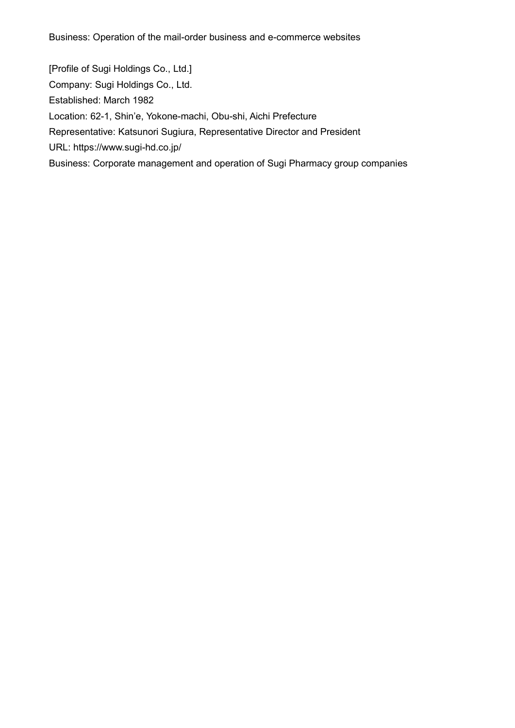Business: Operation of the mail-order business and e-commerce websites

[Profile of Sugi Holdings Co., Ltd.]

Company: Sugi Holdings Co., Ltd.

Established: March 1982

Location: 62-1, Shin'e, Yokone-machi, Obu-shi, Aichi Prefecture

Representative: Katsunori Sugiura, Representative Director and President

URL: https://www.sugi-hd.co.jp/

Business: Corporate management and operation of Sugi Pharmacy group companies